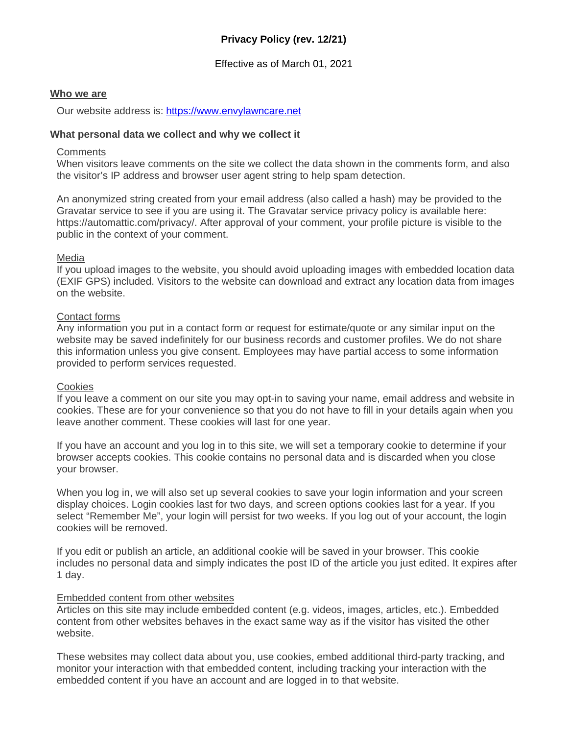# Privacy Policy (rev. 12/21)

Effective as of March 01, 2021

## Who we are

Our website address is: https://www.envylawncare.net

## What personal data we collect and why we collect it

### Comments

When visitors leave comments on the site we collect the data shown in the comments form, and also the visitor's IP address and browser user agent string to help spam detection.

An anonymized string created from your email address (also called a hash) may be provided to the Gravatar service to see if you are using it. The Gravatar service privacy policy is available here: https://automattic.com/privacy/. After approval of your comment, your profile picture is visible to the public in the context of your comment.

### Media

If you upload images to the website, you should avoid uploading images with embedded location data (EXIF GPS) included. Visitors to the website can download and extract any location data from images on the website.

### Contact forms

Any information you put in a contact form or request for estimate/quote or any similar input on the website may be saved indefinitely for our business records and customer profiles. We do not share this information unless you give consent. Employees may have partial access to some information provided to perform services requested.

### Cookies

If you leave a comment on our site you may opt-in to saving your name, email address and website in cookies. These are for your convenience so that you do not have to fill in your details again when you leave another comment. These cookies will last for one year.

If you have an account and you log in to this site, we will set a temporary cookie to determine if your browser accepts cookies. This cookie contains no personal data and is discarded when you close your browser.

When you log in, we will also set up several cookies to save your login information and your screen display choices. Login cookies last for two days, and screen options cookies last for a year. If you select "Remember Me", your login will persist for two weeks. If you log out of your account, the login cookies will be removed.

If you edit or publish an article, an additional cookie will be saved in your browser. This cookie includes no personal data and simply indicates the post ID of the article you just edited. It expires after 1 day.

### Embedded content from other websites

Articles on this site may include embedded content (e.g. videos, images, articles, etc.). Embedded content from other websites behaves in the exact same way as if the visitor has visited the other website.

These websites may collect data about you, use cookies, embed additional third-party tracking, and monitor your interaction with that embedded content, including tracking your interaction with the embedded content if you have an account and are logged in to that website.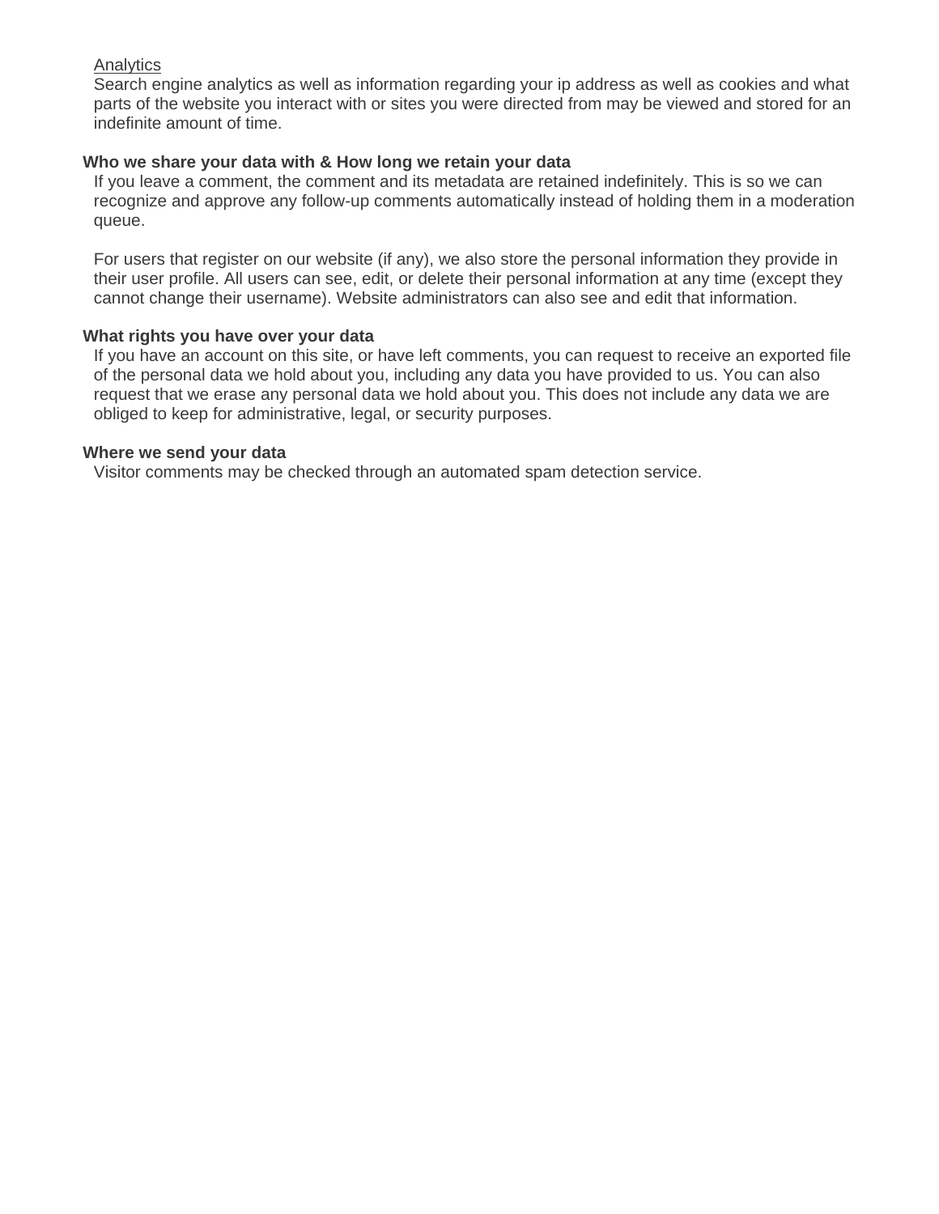<u>Analytics</u>

Search engine analytics as well as information regarding your ip address as well as cookies and what parts of the website you interact with or sites you were directed from may be viewed and stored for an indefinite amount of time.

**Who we share your data with & How long we retain your data**

If you leave a comment, the comment and its metadata are retained indefinitely. This is so we can recognize and approve any follow-up comments automatically instead of holding them in a moderation queue.

For users that register on our website (if any), we also store the personal information they provide in their user profile. All users can see, edit, or delete their personal information at any time (except they cannot change their username). Website administrators can also see and edit that information.

**What rights you have over your data**

If you have an account on this site, or have left comments, you can request to receive an exported file of the personal data we hold about you, including any data you have provided to us. You can also request that we erase any personal data we hold about you. This does not include any data we are obliged to keep for administrative, legal, or security purposes.

**Where we send your data**

Visitor comments may be checked through an automated spam detection service.